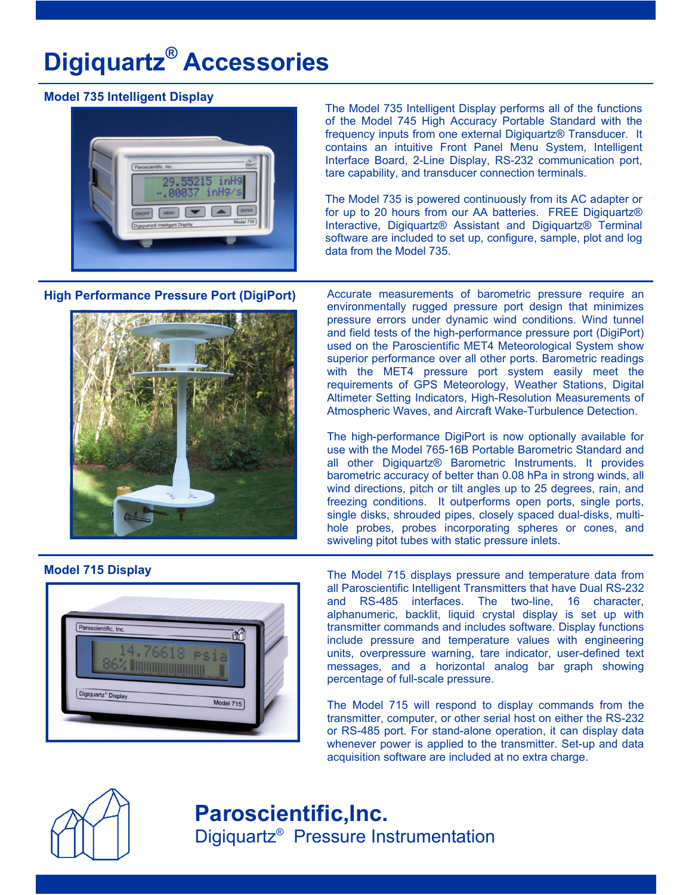# Digiquartz® Accessories

## Model 735 Intelligent Display

The Model 735 Intelligent Display performs all of the functions of the Model 745 High Accuracy Portable Standard with the frequency inputs from one external Digiquartz® Transducer. It contains an intuitive Front Panel Menu System, Intelligent Interface Board, 2-Line Display, RS-232 communication port, tare capability, and transducer connection terminals.

The Model 735 is powered continuously from its AC adapter or for up to 20 hours from our AA batteries. FREE Digiquartz® Interactive, Digiquartz® Assistant and Digiquartz® Terminal software are included to set up, configure, sample, plot and log data from the Model 735.

## High Performance Pressure Port (DigiPort)

Accurate measurements of barometric pressure require an environmentally rugged pressure port design that minimizes pressure errors under dynamic wind conditions. Wind tunnel and field tests of the high-performance pressure port (DigiPort) used on the Paroscientific MET4 Meteorological System show superior performance over all other ports. Barometric readings with the MET4 pressure port system easily meet the requirements of GPS Meteorology, Weather Stations, Digital Altimeter Setting Indicators, High-Resolution Measurements of Atmospheric Waves, and Aircraft Wake-Turbulence Detection.

The high-performance DigiPort is now optionally available for use with the Model 765-16B Portable Barometric Standard and all other Digiquartz® Barometric Instruments. It provides barometric accuracy of better than 0.08 hPa in strong winds, all wind directions, pitch or tilt angles up to 25 degrees, rain, and freezing conditions. It outperforms open ports, single ports, single disks, shrouded pipes, closely spaced dual-disks, multi-hole probes, probes incorporating spheres or cones, and swiveling pitot tubes with static pressure inlets.

## Model 715 Display

The Model 715 displays pressure and temperature data from all Paroscientific Intelligent Transmitters that have Dual RS-232 and RS-485 interfaces. The two-line, 16 character, alphanumeric, backlit, liquid crystal display is set up with transmitter commands and includes software. Display functions include pressure and temperature values with engineering units, overpressure warning, tare indicator, user-defined text messages, and a horizontal analog bar graph showing percentage of full-scale pressure.

The Model 715 will respond to display commands from the transmitter, computer, or other serial host on either the RS-232 or RS-485 port. For stand-alone operation, it can display data whenever power is applied to the transmitter. Set-up and data acquisition software are included at no extra charge.

**Paroscientific,Inc.**
Digiquartz® Pressure Instrumentation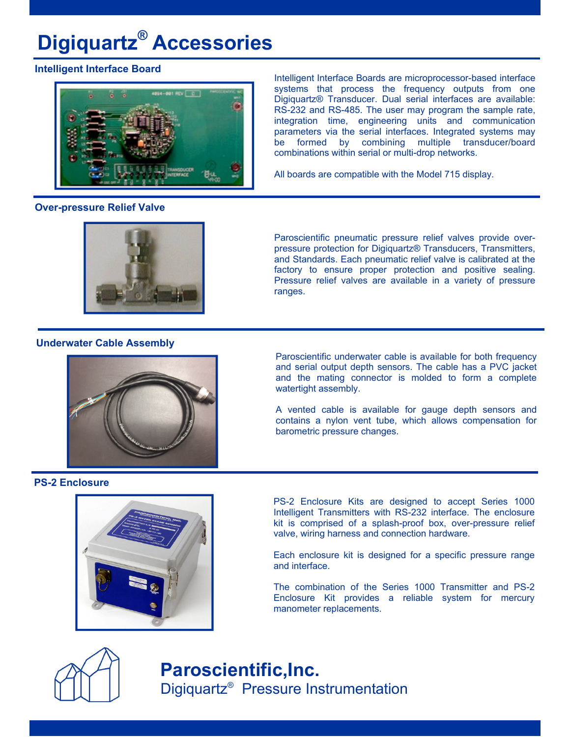# Digiquartz® Accessories

## Intelligent Interface Board

Intelligent Interface Boards are microprocessor-based interface systems that process the frequency outputs from one Digiquartz® Transducer. Dual serial interfaces are available: RS-232 and RS-485. The user may program the sample rate, integration time, engineering units and communication parameters via the serial interfaces. Integrated systems may be formed by combining multiple transducer/board combinations within serial or multi-drop networks.

All boards are compatible with the Model 715 display.

## Over-pressure Relief Valve

Paroscientific pneumatic pressure relief valves provide over-pressure protection for Digiquartz® Transducers, Transmitters, and Standards. Each pneumatic relief valve is calibrated at the factory to ensure proper protection and positive sealing. Pressure relief valves are available in a variety of pressure ranges.

## Underwater Cable Assembly

Paroscientific underwater cable is available for both frequency and serial output depth sensors. The cable has a PVC jacket and the mating connector is molded to form a complete watertight assembly.

A vented cable is available for gauge depth sensors and contains a nylon vent tube, which allows compensation for barometric pressure changes.

## PS-2 Enclosure

PS-2 Enclosure Kits are designed to accept Series 1000 Intelligent Transmitters with RS-232 interface. The enclosure kit is comprised of a splash-proof box, over-pressure relief valve, wiring harness and connection hardware.

Each enclosure kit is designed for a specific pressure range and interface.

The combination of the Series 1000 Transmitter and PS-2 Enclosure Kit provides a reliable system for mercury manometer replacements.

**Paroscientific,Inc.**

Digiquartz® Pressure Instrumentation